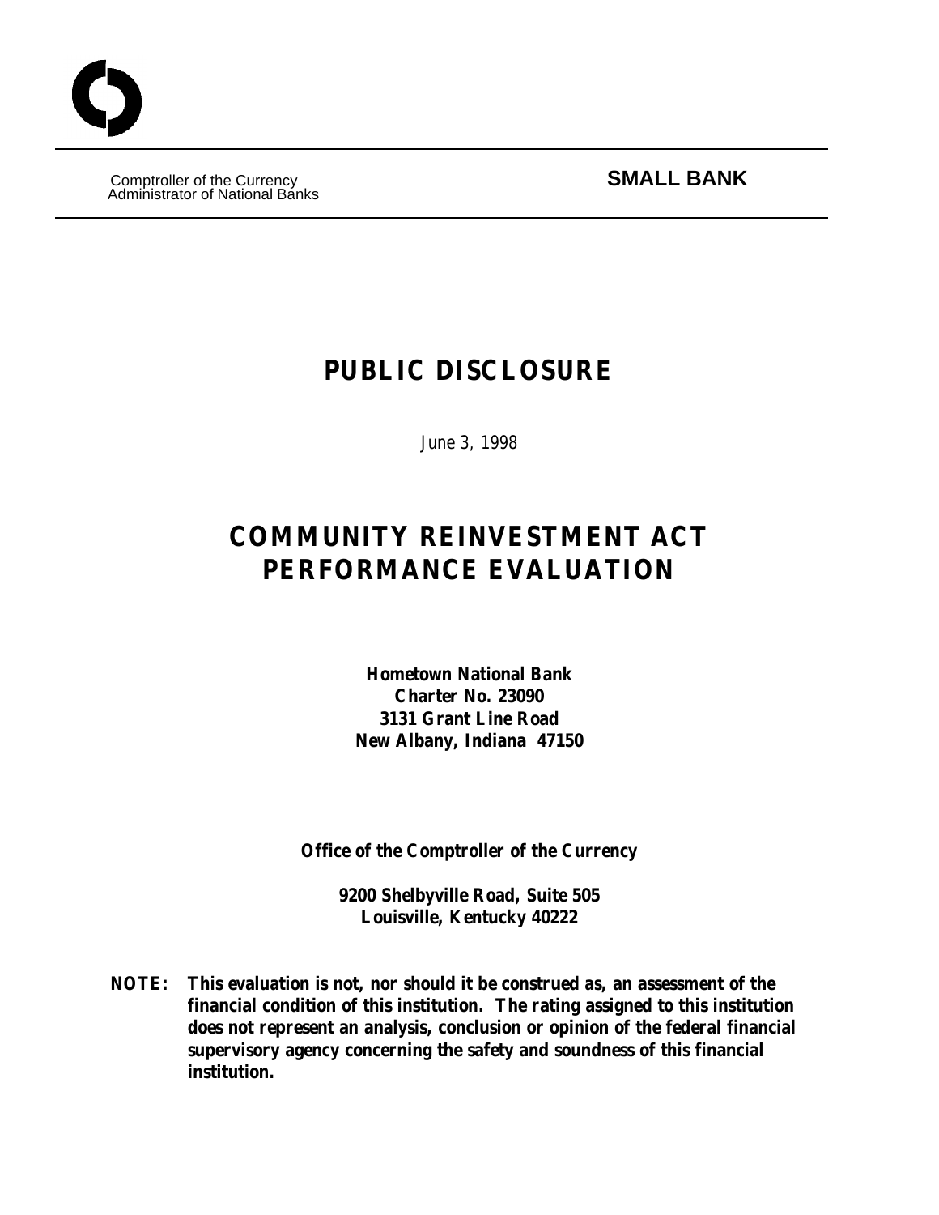Comptroller of the Currency
Administrator of National Banks

**SMALL BANK**

# PUBLIC DISCLOSURE

*June 3, 1998*

# COMMUNITY REINVESTMENT ACT PERFORMANCE EVALUATION

**Hometown National Bank**
**Charter No. 23090**
**3131 Grant Line Road**
**New Albany, Indiana 47150**

**Office of the Comptroller of the Currency**

**9200 Shelbyville Road, Suite 505**
**Louisville, Kentucky 40222**

**NOTE: This evaluation is not, nor should it be construed as, an assessment of the financial condition of this institution. The rating assigned to this institution does not represent an analysis, conclusion or opinion of the federal financial supervisory agency concerning the safety and soundness of this financial institution.**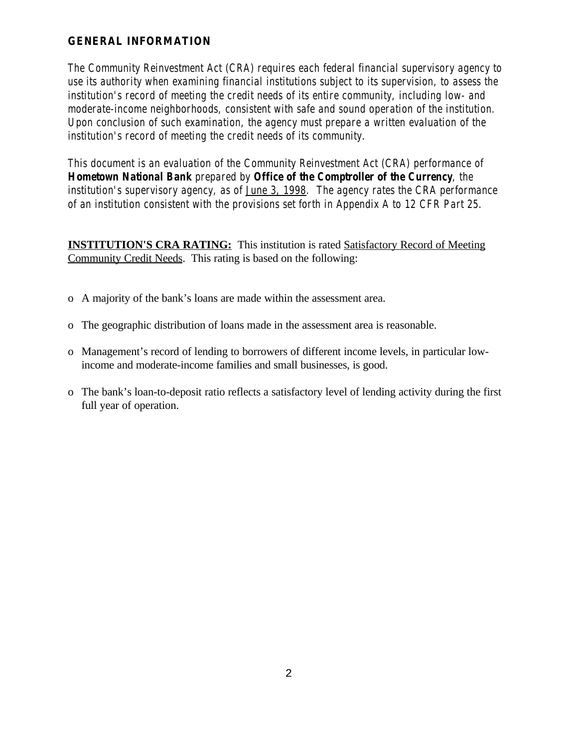## GENERAL INFORMATION

*The Community Reinvestment Act (CRA) requires each federal financial supervisory agency to use its authority when examining financial institutions subject to its supervision, to assess the institution's record of meeting the credit needs of its entire community, including low- and moderate-income neighborhoods, consistent with safe and sound operation of the institution. Upon conclusion of such examination, the agency must prepare a written evaluation of the institution's record of meeting the credit needs of its community.*

*This document is an evaluation of the Community Reinvestment Act (CRA) performance of* ***Hometown National Bank*** *prepared by* ***Office of the Comptroller of the Currency****, the institution's supervisory agency, as of June 3, 1998. The agency rates the CRA performance of an institution consistent with the provisions set forth in Appendix A to 12 CFR Part 25.*

**INSTITUTION'S CRA RATING:** This institution is rated Satisfactory Record of Meeting Community Credit Needs. This rating is based on the following:

- A majority of the bank's loans are made within the assessment area.
- The geographic distribution of loans made in the assessment area is reasonable.
- Management's record of lending to borrowers of different income levels, in particular low-income and moderate-income families and small businesses, is good.
- The bank's loan-to-deposit ratio reflects a satisfactory level of lending activity during the first full year of operation.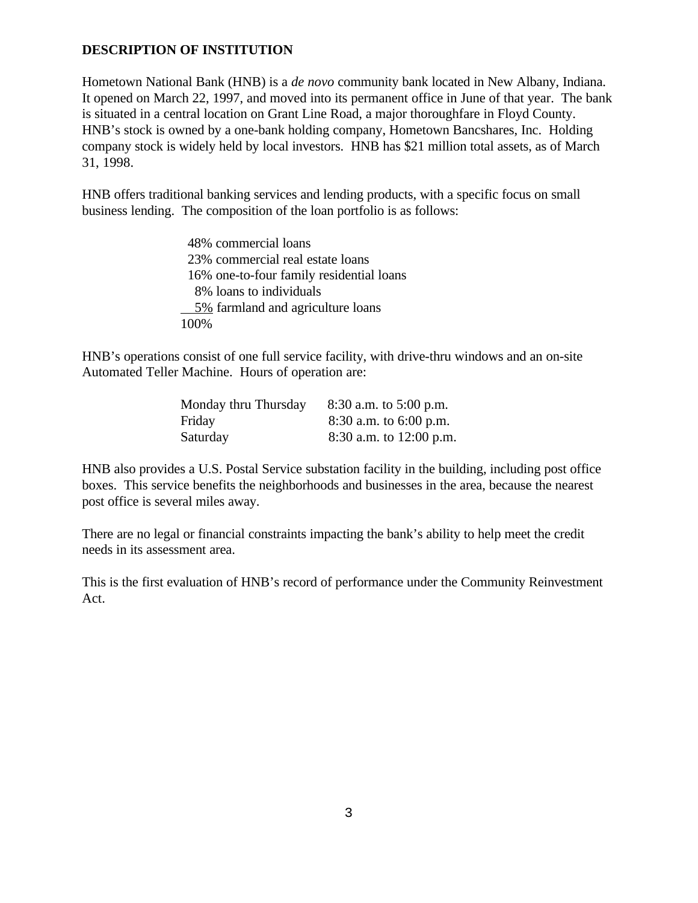## DESCRIPTION OF INSTITUTION

Hometown National Bank (HNB) is a *de novo* community bank located in New Albany, Indiana. It opened on March 22, 1997, and moved into its permanent office in June of that year. The bank is situated in a central location on Grant Line Road, a major thoroughfare in Floyd County. HNB's stock is owned by a one-bank holding company, Hometown Bancshares, Inc. Holding company stock is widely held by local investors. HNB has $21 million total assets, as of March 31, 1998.

HNB offers traditional banking services and lending products, with a specific focus on small business lending. The composition of the loan portfolio is as follows:

| | |
|---|---|
| 48% | commercial loans |
| 23% | commercial real estate loans |
| 16% | one-to-four family residential loans |
| 8% | loans to individuals |
| 5% | farmland and agriculture loans |
| 100% | |

HNB's operations consist of one full service facility, with drive-thru windows and an on-site Automated Teller Machine. Hours of operation are:

| | |
|---|---|
| Monday thru Thursday | 8:30 a.m. to 5:00 p.m. |
| Friday | 8:30 a.m. to 6:00 p.m. |
| Saturday | 8:30 a.m. to 12:00 p.m. |

HNB also provides a U.S. Postal Service substation facility in the building, including post office boxes. This service benefits the neighborhoods and businesses in the area, because the nearest post office is several miles away.

There are no legal or financial constraints impacting the bank's ability to help meet the credit needs in its assessment area.

This is the first evaluation of HNB's record of performance under the Community Reinvestment Act.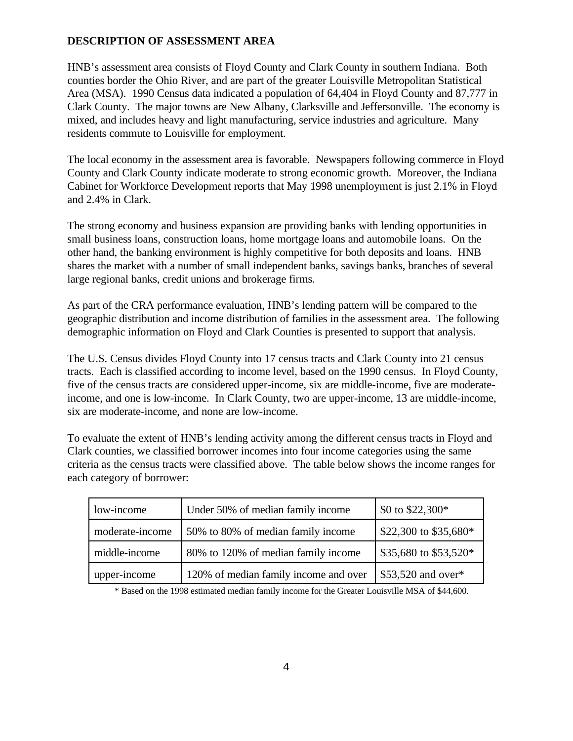**DESCRIPTION OF ASSESSMENT AREA**

HNB's assessment area consists of Floyd County and Clark County in southern Indiana. Both counties border the Ohio River, and are part of the greater Louisville Metropolitan Statistical Area (MSA). 1990 Census data indicated a population of 64,404 in Floyd County and 87,777 in Clark County. The major towns are New Albany, Clarksville and Jeffersonville. The economy is mixed, and includes heavy and light manufacturing, service industries and agriculture. Many residents commute to Louisville for employment.

The local economy in the assessment area is favorable. Newspapers following commerce in Floyd County and Clark County indicate moderate to strong economic growth. Moreover, the Indiana Cabinet for Workforce Development reports that May 1998 unemployment is just 2.1% in Floyd and 2.4% in Clark.

The strong economy and business expansion are providing banks with lending opportunities in small business loans, construction loans, home mortgage loans and automobile loans. On the other hand, the banking environment is highly competitive for both deposits and loans. HNB shares the market with a number of small independent banks, savings banks, branches of several large regional banks, credit unions and brokerage firms.

As part of the CRA performance evaluation, HNB's lending pattern will be compared to the geographic distribution and income distribution of families in the assessment area. The following demographic information on Floyd and Clark Counties is presented to support that analysis.

The U.S. Census divides Floyd County into 17 census tracts and Clark County into 21 census tracts. Each is classified according to income level, based on the 1990 census. In Floyd County, five of the census tracts are considered upper-income, six are middle-income, five are moderate-income, and one is low-income. In Clark County, two are upper-income, 13 are middle-income, six are moderate-income, and none are low-income.

To evaluate the extent of HNB's lending activity among the different census tracts in Floyd and Clark counties, we classified borrower incomes into four income categories using the same criteria as the census tracts were classified above. The table below shows the income ranges for each category of borrower:

| | | |
|---|---|---|
| low-income | Under 50% of median family income | $0 to $22,300* |
| moderate-income | 50% to 80% of median family income | $22,300 to $35,680* |
| middle-income | 80% to 120% of median family income | $35,680 to $53,520* |
| upper-income | 120% of median family income and over | $53,520 and over* |

* Based on the 1998 estimated median family income for the Greater Louisville MSA of $44,600.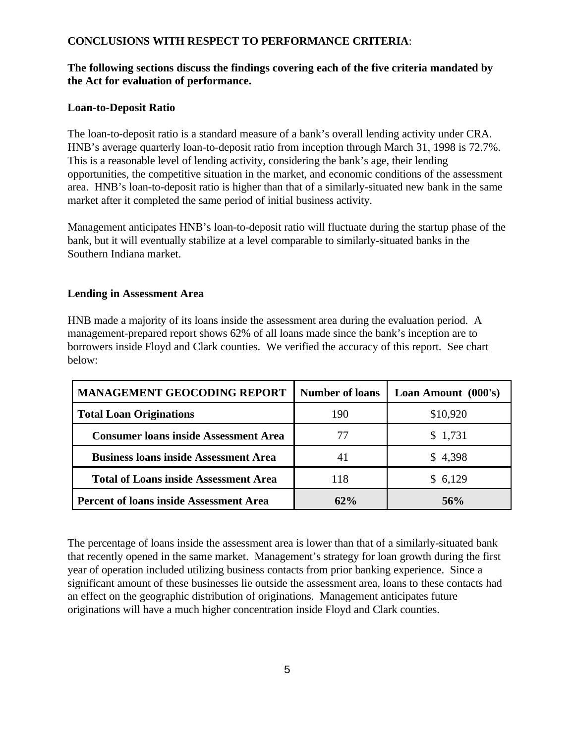**CONCLUSIONS WITH RESPECT TO PERFORMANCE CRITERIA**:

**The following sections discuss the findings covering each of the five criteria mandated by the Act for evaluation of performance.**

**Loan-to-Deposit Ratio**

The loan-to-deposit ratio is a standard measure of a bank's overall lending activity under CRA. HNB's average quarterly loan-to-deposit ratio from inception through March 31, 1998 is 72.7%. This is a reasonable level of lending activity, considering the bank's age, their lending opportunities, the competitive situation in the market, and economic conditions of the assessment area. HNB's loan-to-deposit ratio is higher than that of a similarly-situated new bank in the same market after it completed the same period of initial business activity.

Management anticipates HNB's loan-to-deposit ratio will fluctuate during the startup phase of the bank, but it will eventually stabilize at a level comparable to similarly-situated banks in the Southern Indiana market.

**Lending in Assessment Area**

HNB made a majority of its loans inside the assessment area during the evaluation period. A management-prepared report shows 62% of all loans made since the bank's inception are to borrowers inside Floyd and Clark counties. We verified the accuracy of this report. See chart below:

| MANAGEMENT GEOCODING REPORT | Number of loans | Loan Amount (000's) |
|---|---|---|
| **Total Loan Originations** | 190 | $10,920 |
| **Consumer loans inside Assessment Area** | 77 | $ 1,731 |
| **Business loans inside Assessment Area** | 41 | $ 4,398 |
| **Total of Loans inside Assessment Area** | 118 | $ 6,129 |
| **Percent of loans inside Assessment Area** | **62%** | **56%** |

The percentage of loans inside the assessment area is lower than that of a similarly-situated bank that recently opened in the same market. Management's strategy for loan growth during the first year of operation included utilizing business contacts from prior banking experience. Since a significant amount of these businesses lie outside the assessment area, loans to these contacts had an effect on the geographic distribution of originations. Management anticipates future originations will have a much higher concentration inside Floyd and Clark counties.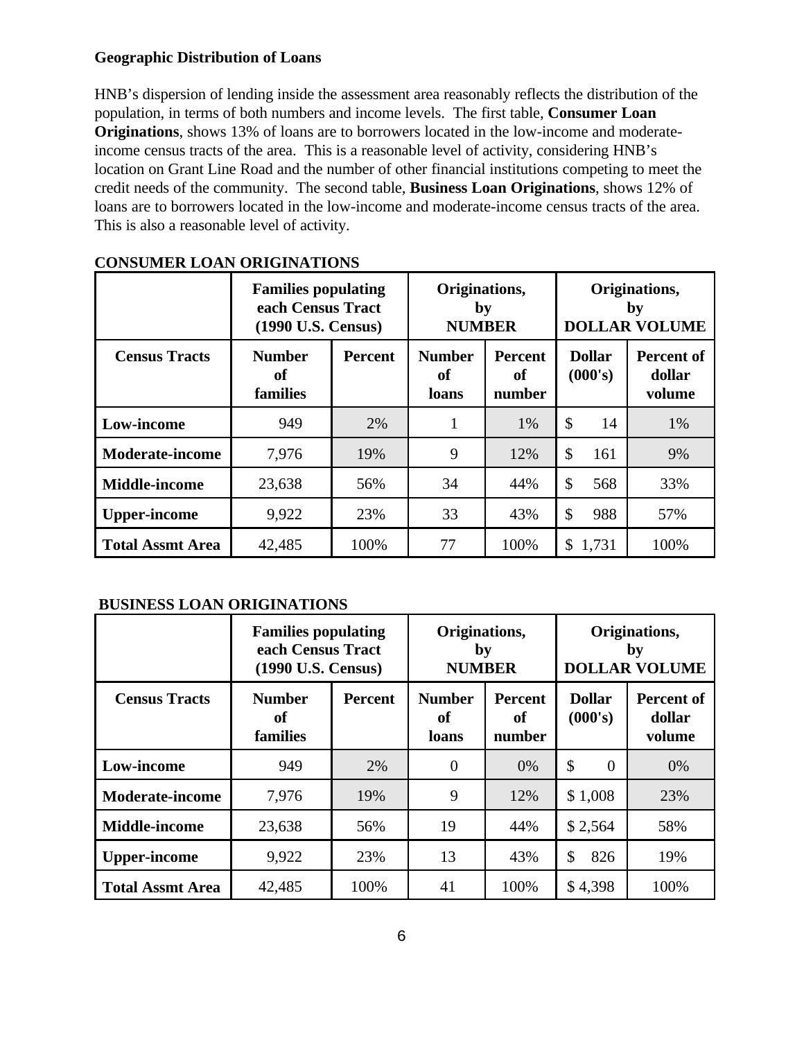**Geographic Distribution of Loans**

HNB's dispersion of lending inside the assessment area reasonably reflects the distribution of the population, in terms of both numbers and income levels. The first table, **Consumer Loan Originations**, shows 13% of loans are to borrowers located in the low-income and moderate-income census tracts of the area. This is a reasonable level of activity, considering HNB's location on Grant Line Road and the number of other financial institutions competing to meet the credit needs of the community. The second table, **Business Loan Originations**, shows 12% of loans are to borrowers located in the low-income and moderate-income census tracts of the area. This is also a reasonable level of activity.

**CONSUMER LOAN ORIGINATIONS**

| | Families populating each Census Tract (1990 U.S. Census) | | Originations, by NUMBER | | Originations, by DOLLAR VOLUME | |
|---|---|---|---|---|---|---|
| **Census Tracts** | **Number of families** | **Percent** | **Number of loans** | **Percent of number** | **Dollar (000's)** | **Percent of dollar volume** |
| **Low-income** | 949 | 2% | 1 | 1% | $ 14 | 1% |
| **Moderate-income** | 7,976 | 19% | 9 | 12% | $ 161 | 9% |
| **Middle-income** | 23,638 | 56% | 34 | 44% | $ 568 | 33% |
| **Upper-income** | 9,922 | 23% | 33 | 43% | $ 988 | 57% |
| **Total Assmt Area** | 42,485 | 100% | 77 | 100% | $ 1,731 | 100% |

**BUSINESS LOAN ORIGINATIONS**

| | Families populating each Census Tract (1990 U.S. Census) | | Originations, by NUMBER | | Originations, by DOLLAR VOLUME | |
|---|---|---|---|---|---|---|
| **Census Tracts** | **Number of families** | **Percent** | **Number of loans** | **Percent of number** | **Dollar (000's)** | **Percent of dollar volume** |
| **Low-income** | 949 | 2% | 0 | 0% | $ 0 | 0% |
| **Moderate-income** | 7,976 | 19% | 9 | 12% | $ 1,008 | 23% |
| **Middle-income** | 23,638 | 56% | 19 | 44% | $ 2,564 | 58% |
| **Upper-income** | 9,922 | 23% | 13 | 43% | $ 826 | 19% |
| **Total Assmt Area** | 42,485 | 100% | 41 | 100% | $ 4,398 | 100% |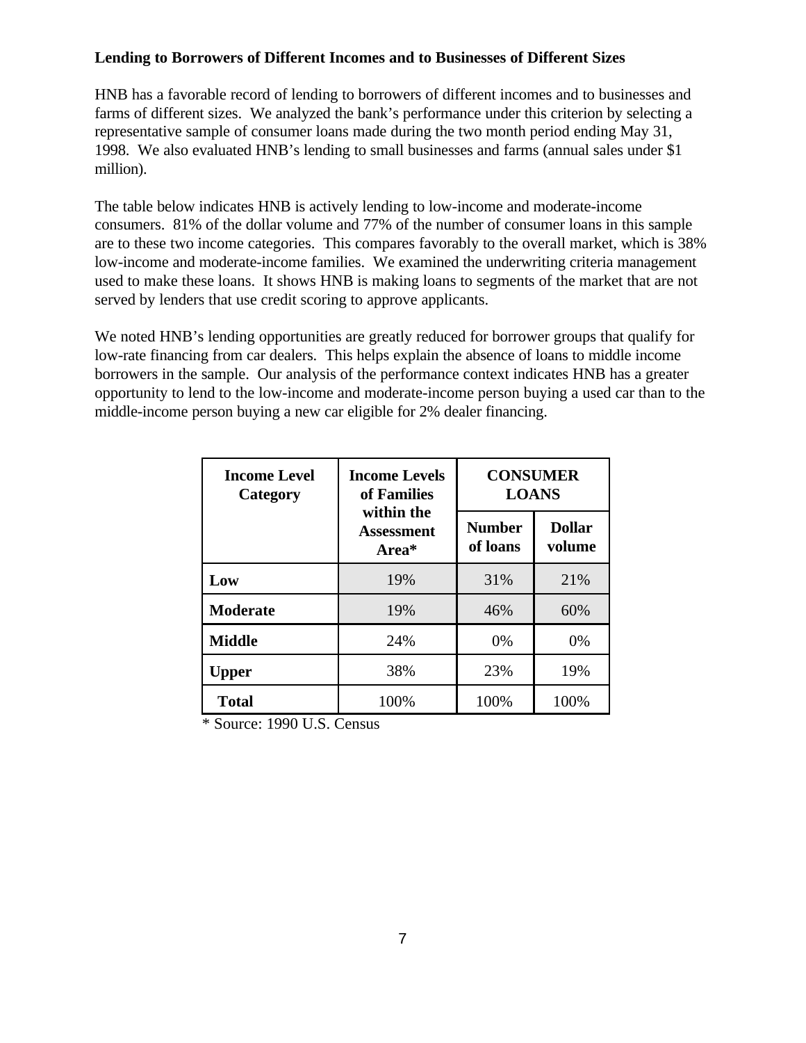**Lending to Borrowers of Different Incomes and to Businesses of Different Sizes**

HNB has a favorable record of lending to borrowers of different incomes and to businesses and farms of different sizes. We analyzed the bank's performance under this criterion by selecting a representative sample of consumer loans made during the two month period ending May 31, 1998. We also evaluated HNB's lending to small businesses and farms (annual sales under $1 million).

The table below indicates HNB is actively lending to low-income and moderate-income consumers. 81% of the dollar volume and 77% of the number of consumer loans in this sample are to these two income categories. This compares favorably to the overall market, which is 38% low-income and moderate-income families. We examined the underwriting criteria management used to make these loans. It shows HNB is making loans to segments of the market that are not served by lenders that use credit scoring to approve applicants.

We noted HNB's lending opportunities are greatly reduced for borrower groups that qualify for low-rate financing from car dealers. This helps explain the absence of loans to middle income borrowers in the sample. Our analysis of the performance context indicates HNB has a greater opportunity to lend to the low-income and moderate-income person buying a used car than to the middle-income person buying a new car eligible for 2% dealer financing.

| Income Level Category | Income Levels of Families within the Assessment Area* | CONSUMER LOANS | |
|---|---|---|---|
| | | Number of loans | Dollar volume |
| **Low** | 19% | 31% | 21% |
| **Moderate** | 19% | 46% | 60% |
| **Middle** | 24% | 0% | 0% |
| **Upper** | 38% | 23% | 19% |
| **Total** | 100% | 100% | 100% |

* Source: 1990 U.S. Census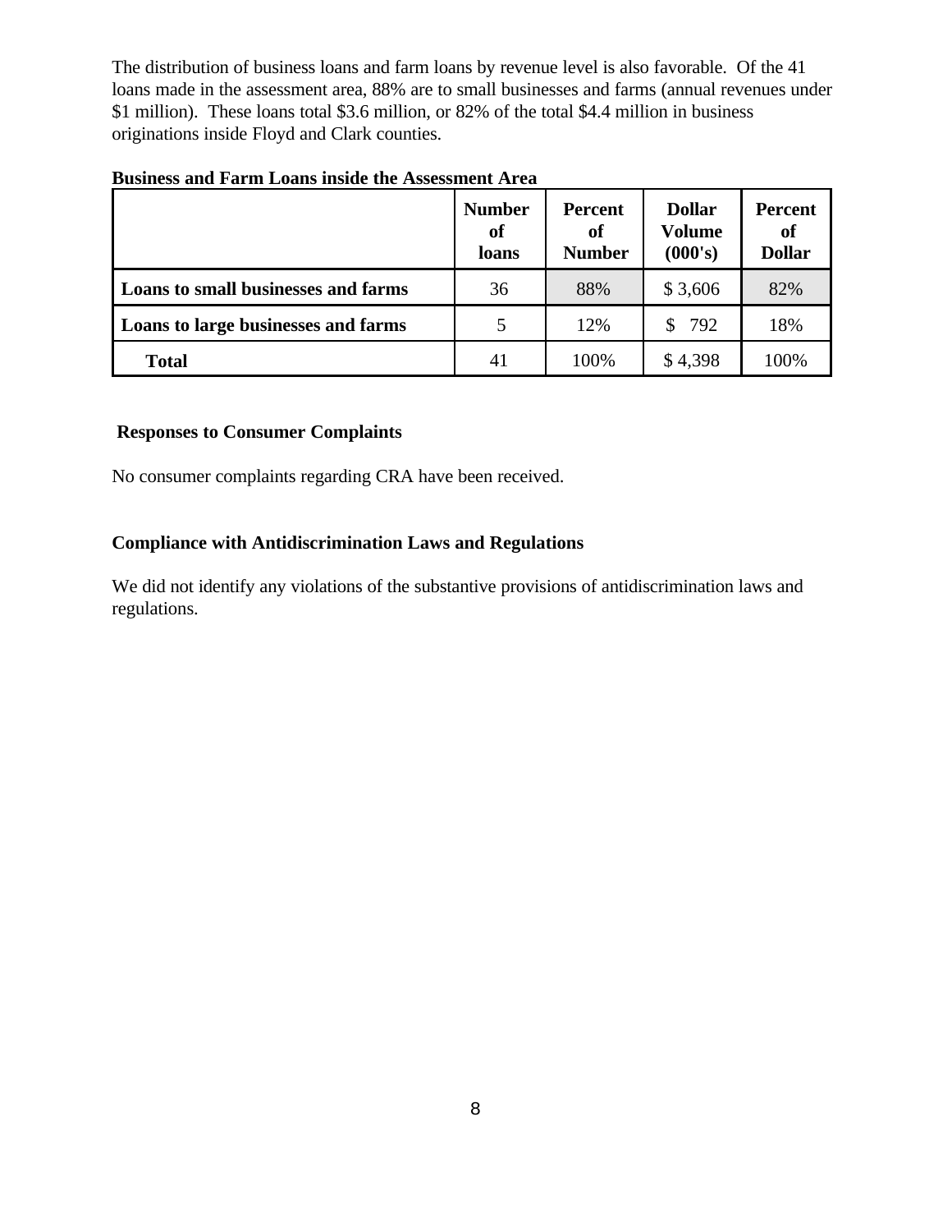The distribution of business loans and farm loans by revenue level is also favorable. Of the 41 loans made in the assessment area, 88% are to small businesses and farms (annual revenues under $1 million). These loans total $3.6 million, or 82% of the total $4.4 million in business originations inside Floyd and Clark counties.

**Business and Farm Loans inside the Assessment Area**

| | Number of loans | Percent of Number | Dollar Volume (000's) | Percent of Dollar |
|---|---|---|---|---|
| **Loans to small businesses and farms** | 36 | 88% | $ 3,606 | 82% |
| **Loans to large businesses and farms** | 5 | 12% | $ 792 | 18% |
| **Total** | 41 | 100% | $ 4,398 | 100% |

**Responses to Consumer Complaints**

No consumer complaints regarding CRA have been received.

**Compliance with Antidiscrimination Laws and Regulations**

We did not identify any violations of the substantive provisions of antidiscrimination laws and regulations.